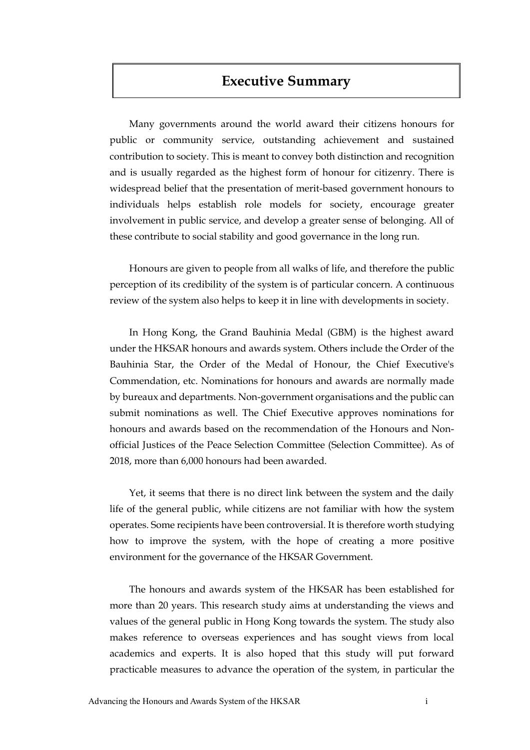# Executive Summary

Many governments around the world award their citizens honours for public or community service, outstanding achievement and sustained contribution to society. This is meant to convey both distinction and recognition and is usually regarded as the highest form of honour for citizenry. There is widespread belief that the presentation of merit-based government honours to individuals helps establish role models for society, encourage greater involvement in public service, and develop a greater sense of belonging. All of these contribute to social stability and good governance in the long run.

Honours are given to people from all walks of life, and therefore the public perception of its credibility of the system is of particular concern. A continuous review of the system also helps to keep it in line with developments in society.

In Hong Kong, the Grand Bauhinia Medal (GBM) is the highest award under the HKSAR honours and awards system. Others include the Order of the Bauhinia Star, the Order of the Medal of Honour, the Chief Executive's Commendation, etc. Nominations for honours and awards are normally made by bureaux and departments. Non-government organisations and the public can submit nominations as well. The Chief Executive approves nominations for honours and awards based on the recommendation of the Honours and Non-official Justices of the Peace Selection Committee (Selection Committee). As of 2018, more than 6,000 honours had been awarded.

Yet, it seems that there is no direct link between the system and the daily life of the general public, while citizens are not familiar with how the system operates. Some recipients have been controversial. It is therefore worth studying how to improve the system, with the hope of creating a more positive environment for the governance of the HKSAR Government.

The honours and awards system of the HKSAR has been established for more than 20 years. This research study aims at understanding the views and values of the general public in Hong Kong towards the system. The study also makes reference to overseas experiences and has sought views from local academics and experts. It is also hoped that this study will put forward practicable measures to advance the operation of the system, in particular the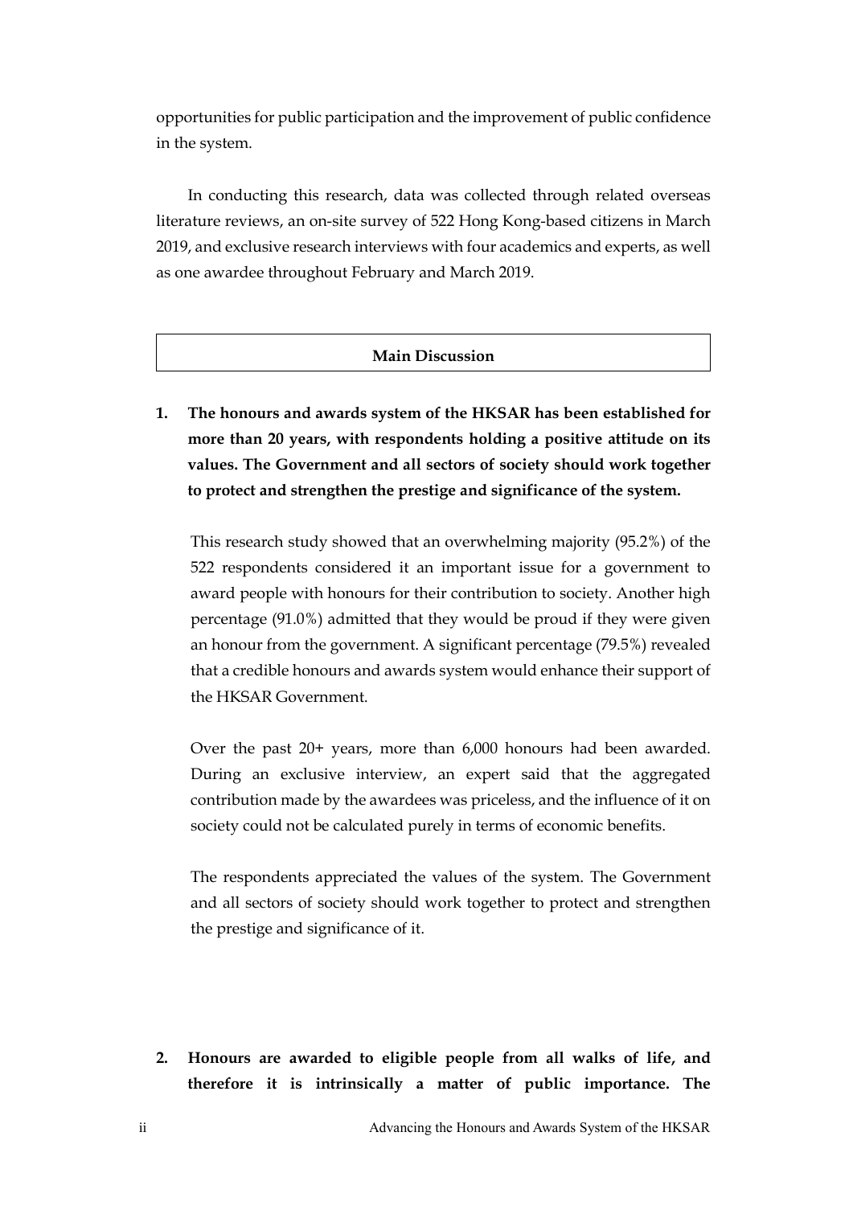opportunities for public participation and the improvement of public confidence in the system.

In conducting this research, data was collected through related overseas literature reviews, an on-site survey of 522 Hong Kong-based citizens in March 2019, and exclusive research interviews with four academics and experts, as well as one awardee throughout February and March 2019.

## Main Discussion

**1. The honours and awards system of the HKSAR has been established for more than 20 years, with respondents holding a positive attitude on its values. The Government and all sectors of society should work together to protect and strengthen the prestige and significance of the system.**

This research study showed that an overwhelming majority (95.2%) of the 522 respondents considered it an important issue for a government to award people with honours for their contribution to society. Another high percentage (91.0%) admitted that they would be proud if they were given an honour from the government. A significant percentage (79.5%) revealed that a credible honours and awards system would enhance their support of the HKSAR Government.

Over the past 20+ years, more than 6,000 honours had been awarded. During an exclusive interview, an expert said that the aggregated contribution made by the awardees was priceless, and the influence of it on society could not be calculated purely in terms of economic benefits.

The respondents appreciated the values of the system. The Government and all sectors of society should work together to protect and strengthen the prestige and significance of it.

**2. Honours are awarded to eligible people from all walks of life, and therefore it is intrinsically a matter of public importance. The**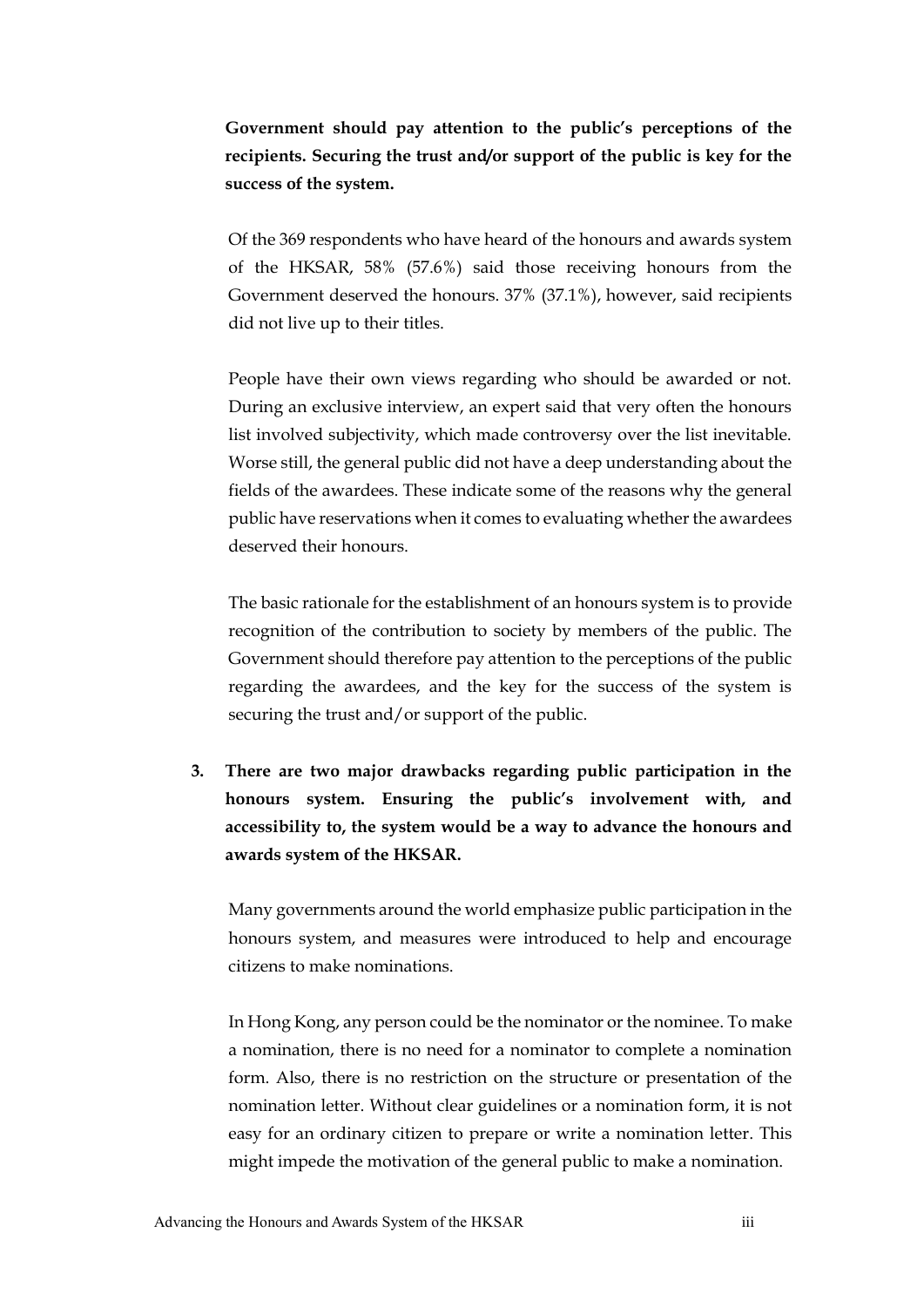**Government should pay attention to the public's perceptions of the recipients. Securing the trust and/or support of the public is key for the success of the system.**

Of the 369 respondents who have heard of the honours and awards system of the HKSAR, 58% (57.6%) said those receiving honours from the Government deserved the honours. 37% (37.1%), however, said recipients did not live up to their titles.

People have their own views regarding who should be awarded or not. During an exclusive interview, an expert said that very often the honours list involved subjectivity, which made controversy over the list inevitable. Worse still, the general public did not have a deep understanding about the fields of the awardees. These indicate some of the reasons why the general public have reservations when it comes to evaluating whether the awardees deserved their honours.

The basic rationale for the establishment of an honours system is to provide recognition of the contribution to society by members of the public. The Government should therefore pay attention to the perceptions of the public regarding the awardees, and the key for the success of the system is securing the trust and/or support of the public.

3. **There are two major drawbacks regarding public participation in the honours system. Ensuring the public's involvement with, and accessibility to, the system would be a way to advance the honours and awards system of the HKSAR.**

Many governments around the world emphasize public participation in the honours system, and measures were introduced to help and encourage citizens to make nominations.

In Hong Kong, any person could be the nominator or the nominee. To make a nomination, there is no need for a nominator to complete a nomination form. Also, there is no restriction on the structure or presentation of the nomination letter. Without clear guidelines or a nomination form, it is not easy for an ordinary citizen to prepare or write a nomination letter. This might impede the motivation of the general public to make a nomination.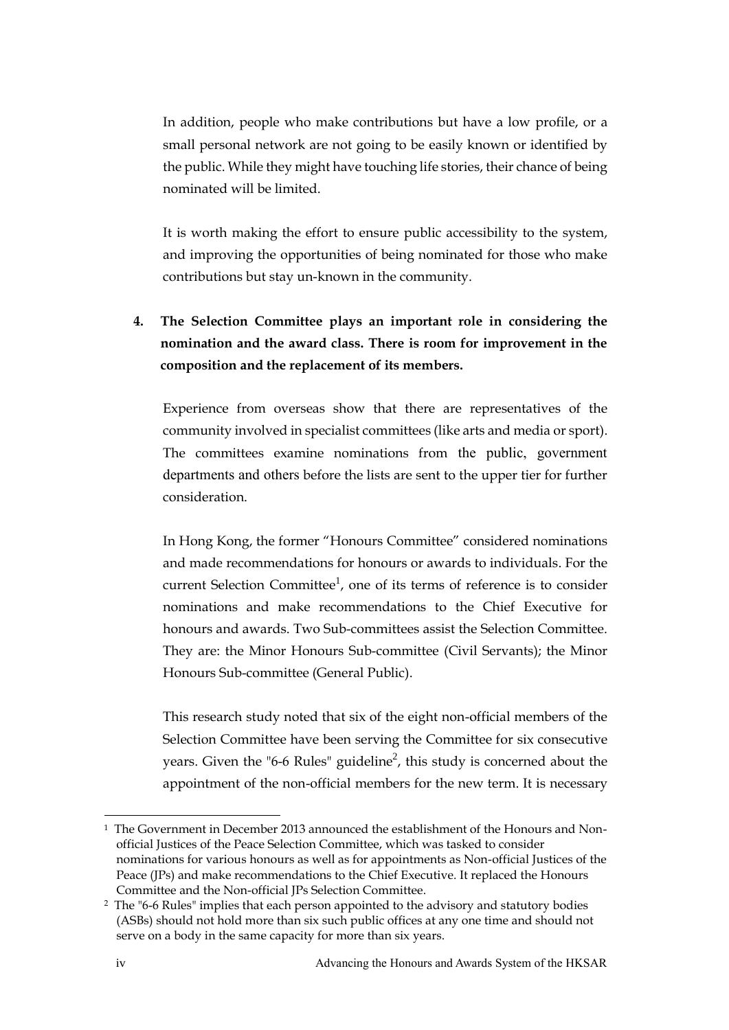In addition, people who make contributions but have a low profile, or a small personal network are not going to be easily known or identified by the public. While they might have touching life stories, their chance of being nominated will be limited.

It is worth making the effort to ensure public accessibility to the system, and improving the opportunities of being nominated for those who make contributions but stay un-known in the community.

**4. The Selection Committee plays an important role in considering the nomination and the award class. There is room for improvement in the composition and the replacement of its members.**

Experience from overseas show that there are representatives of the community involved in specialist committees (like arts and media or sport). The committees examine nominations from the public, government departments and others before the lists are sent to the upper tier for further consideration.

In Hong Kong, the former "Honours Committee" considered nominations and made recommendations for honours or awards to individuals. For the current Selection Committee[1], one of its terms of reference is to consider nominations and make recommendations to the Chief Executive for honours and awards. Two Sub-committees assist the Selection Committee. They are: the Minor Honours Sub-committee (Civil Servants); the Minor Honours Sub-committee (General Public).

This research study noted that six of the eight non-official members of the Selection Committee have been serving the Committee for six consecutive years. Given the "6-6 Rules" guideline[2], this study is concerned about the appointment of the non-official members for the new term. It is necessary

---

[1] The Government in December 2013 announced the establishment of the Honours and Non-official Justices of the Peace Selection Committee, which was tasked to consider nominations for various honours as well as for appointments as Non-official Justices of the Peace (JPs) and make recommendations to the Chief Executive. It replaced the Honours Committee and the Non-official JPs Selection Committee.

[2] The "6-6 Rules" implies that each person appointed to the advisory and statutory bodies (ASBs) should not hold more than six such public offices at any one time and should not serve on a body in the same capacity for more than six years.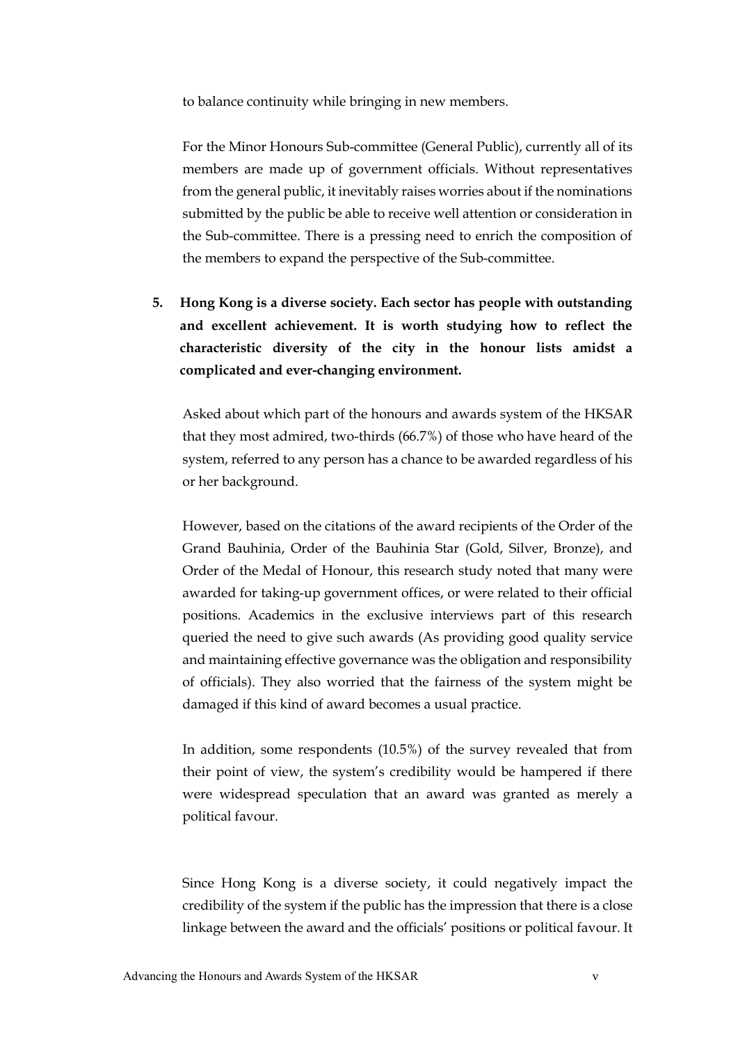to balance continuity while bringing in new members.

For the Minor Honours Sub-committee (General Public), currently all of its members are made up of government officials. Without representatives from the general public, it inevitably raises worries about if the nominations submitted by the public be able to receive well attention or consideration in the Sub-committee. There is a pressing need to enrich the composition of the members to expand the perspective of the Sub-committee.

**5. Hong Kong is a diverse society. Each sector has people with outstanding and excellent achievement. It is worth studying how to reflect the characteristic diversity of the city in the honour lists amidst a complicated and ever-changing environment.**

Asked about which part of the honours and awards system of the HKSAR that they most admired, two-thirds (66.7%) of those who have heard of the system, referred to any person has a chance to be awarded regardless of his or her background.

However, based on the citations of the award recipients of the Order of the Grand Bauhinia, Order of the Bauhinia Star (Gold, Silver, Bronze), and Order of the Medal of Honour, this research study noted that many were awarded for taking-up government offices, or were related to their official positions. Academics in the exclusive interviews part of this research queried the need to give such awards (As providing good quality service and maintaining effective governance was the obligation and responsibility of officials). They also worried that the fairness of the system might be damaged if this kind of award becomes a usual practice.

In addition, some respondents (10.5%) of the survey revealed that from their point of view, the system's credibility would be hampered if there were widespread speculation that an award was granted as merely a political favour.

Since Hong Kong is a diverse society, it could negatively impact the credibility of the system if the public has the impression that there is a close linkage between the award and the officials' positions or political favour. It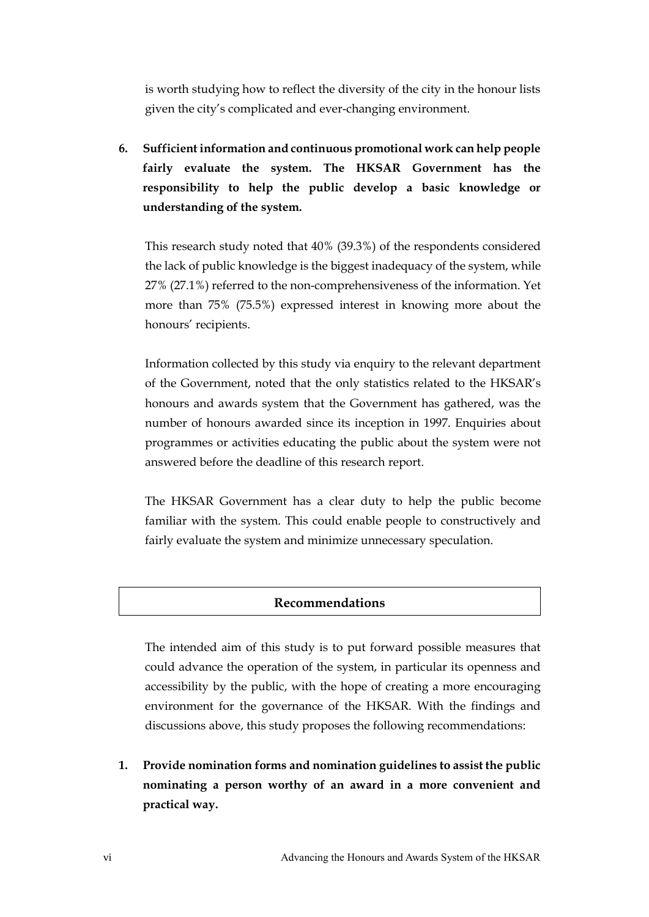is worth studying how to reflect the diversity of the city in the honour lists given the city's complicated and ever-changing environment.

6. **Sufficient information and continuous promotional work can help people fairly evaluate the system. The HKSAR Government has the responsibility to help the public develop a basic knowledge or understanding of the system.**

This research study noted that 40% (39.3%) of the respondents considered the lack of public knowledge is the biggest inadequacy of the system, while 27% (27.1%) referred to the non-comprehensiveness of the information. Yet more than 75% (75.5%) expressed interest in knowing more about the honours' recipients.

Information collected by this study via enquiry to the relevant department of the Government, noted that the only statistics related to the HKSAR's honours and awards system that the Government has gathered, was the number of honours awarded since its inception in 1997. Enquiries about programmes or activities educating the public about the system were not answered before the deadline of this research report.

The HKSAR Government has a clear duty to help the public become familiar with the system. This could enable people to constructively and fairly evaluate the system and minimize unnecessary speculation.

## Recommendations

The intended aim of this study is to put forward possible measures that could advance the operation of the system, in particular its openness and accessibility by the public, with the hope of creating a more encouraging environment for the governance of the HKSAR. With the findings and discussions above, this study proposes the following recommendations:

1. **Provide nomination forms and nomination guidelines to assist the public nominating a person worthy of an award in a more convenient and practical way.**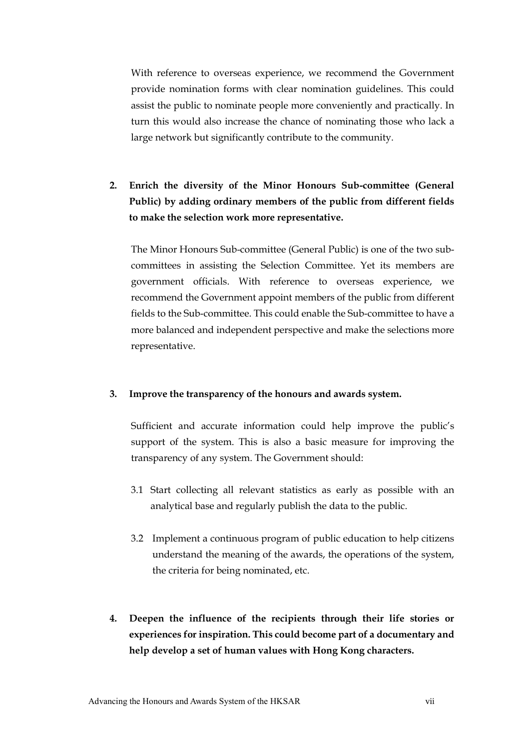With reference to overseas experience, we recommend the Government provide nomination forms with clear nomination guidelines. This could assist the public to nominate people more conveniently and practically. In turn this would also increase the chance of nominating those who lack a large network but significantly contribute to the community.

**2. Enrich the diversity of the Minor Honours Sub-committee (General Public) by adding ordinary members of the public from different fields to make the selection work more representative.**

The Minor Honours Sub-committee (General Public) is one of the two sub-committees in assisting the Selection Committee. Yet its members are government officials. With reference to overseas experience, we recommend the Government appoint members of the public from different fields to the Sub-committee. This could enable the Sub-committee to have a more balanced and independent perspective and make the selections more representative.

**3. Improve the transparency of the honours and awards system.**

Sufficient and accurate information could help improve the public's support of the system. This is also a basic measure for improving the transparency of any system. The Government should:

3.1 Start collecting all relevant statistics as early as possible with an analytical base and regularly publish the data to the public.

3.2 Implement a continuous program of public education to help citizens understand the meaning of the awards, the operations of the system, the criteria for being nominated, etc.

**4. Deepen the influence of the recipients through their life stories or experiences for inspiration. This could become part of a documentary and help develop a set of human values with Hong Kong characters.**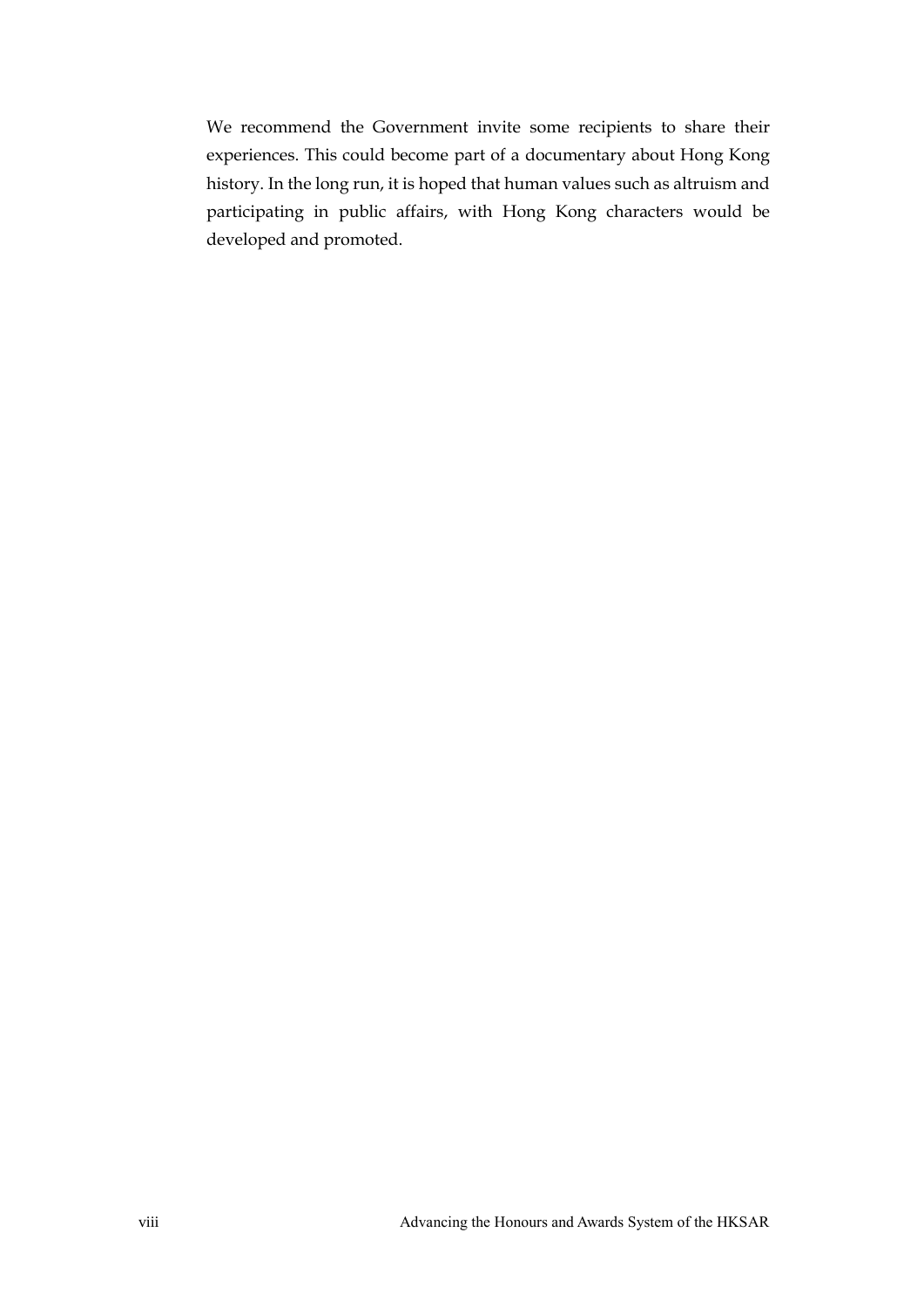We recommend the Government invite some recipients to share their experiences. This could become part of a documentary about Hong Kong history. In the long run, it is hoped that human values such as altruism and participating in public affairs, with Hong Kong characters would be developed and promoted.